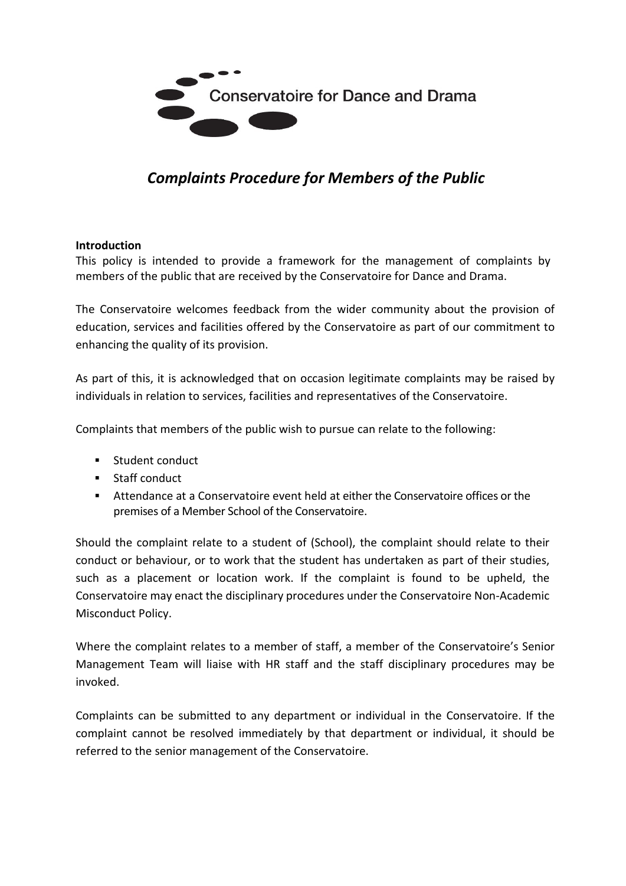Conservatoire for Dance and Drama

# *Complaints Procedure for Members of the Public*

**Introduction**

This policy is intended to provide a framework for the management of complaints by members of the public that are received by the Conservatoire for Dance and Drama.

The Conservatoire welcomes feedback from the wider community about the provision of education, services and facilities offered by the Conservatoire as part of our commitment to enhancing the quality of its provision.

As part of this, it is acknowledged that on occasion legitimate complaints may be raised by individuals in relation to services, facilities and representatives of the Conservatoire.

Complaints that members of the public wish to pursue can relate to the following:

- Student conduct
- Staff conduct
- Attendance at a Conservatoire event held at either the Conservatoire offices or the premises of a Member School of the Conservatoire.

Should the complaint relate to a student of (School), the complaint should relate to their conduct or behaviour, or to work that the student has undertaken as part of their studies, such as a placement or location work. If the complaint is found to be upheld, the Conservatoire may enact the disciplinary procedures under the Conservatoire Non-Academic Misconduct Policy.

Where the complaint relates to a member of staff, a member of the Conservatoire's Senior Management Team will liaise with HR staff and the staff disciplinary procedures may be invoked.

Complaints can be submitted to any department or individual in the Conservatoire. If the complaint cannot be resolved immediately by that department or individual, it should be referred to the senior management of the Conservatoire.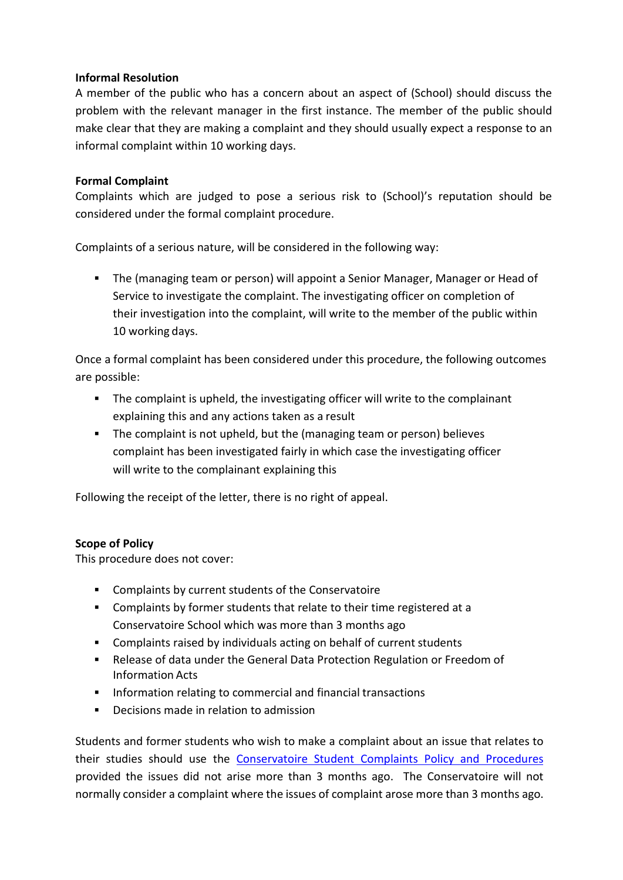**Informal Resolution**

A member of the public who has a concern about an aspect of (School) should discuss the problem with the relevant manager in the first instance. The member of the public should make clear that they are making a complaint and they should usually expect a response to an informal complaint within 10 working days.

**Formal Complaint**

Complaints which are judged to pose a serious risk to (School)'s reputation should be considered under the formal complaint procedure.

Complaints of a serious nature, will be considered in the following way:

- The (managing team or person) will appoint a Senior Manager, Manager or Head of Service to investigate the complaint. The investigating officer on completion of their investigation into the complaint, will write to the member of the public within 10 working days.

Once a formal complaint has been considered under this procedure, the following outcomes are possible:

- The complaint is upheld, the investigating officer will write to the complainant explaining this and any actions taken as a result
- The complaint is not upheld, but the (managing team or person) believes complaint has been investigated fairly in which case the investigating officer will write to the complainant explaining this

Following the receipt of the letter, there is no right of appeal.

**Scope of Policy**

This procedure does not cover:

- Complaints by current students of the Conservatoire
- Complaints by former students that relate to their time registered at a Conservatoire School which was more than 3 months ago
- Complaints raised by individuals acting on behalf of current students
- Release of data under the General Data Protection Regulation or Freedom of Information Acts
- Information relating to commercial and financial transactions
- Decisions made in relation to admission

Students and former students who wish to make a complaint about an issue that relates to their studies should use the Conservatoire Student Complaints Policy and Procedures provided the issues did not arise more than 3 months ago. The Conservatoire will not normally consider a complaint where the issues of complaint arose more than 3 months ago.